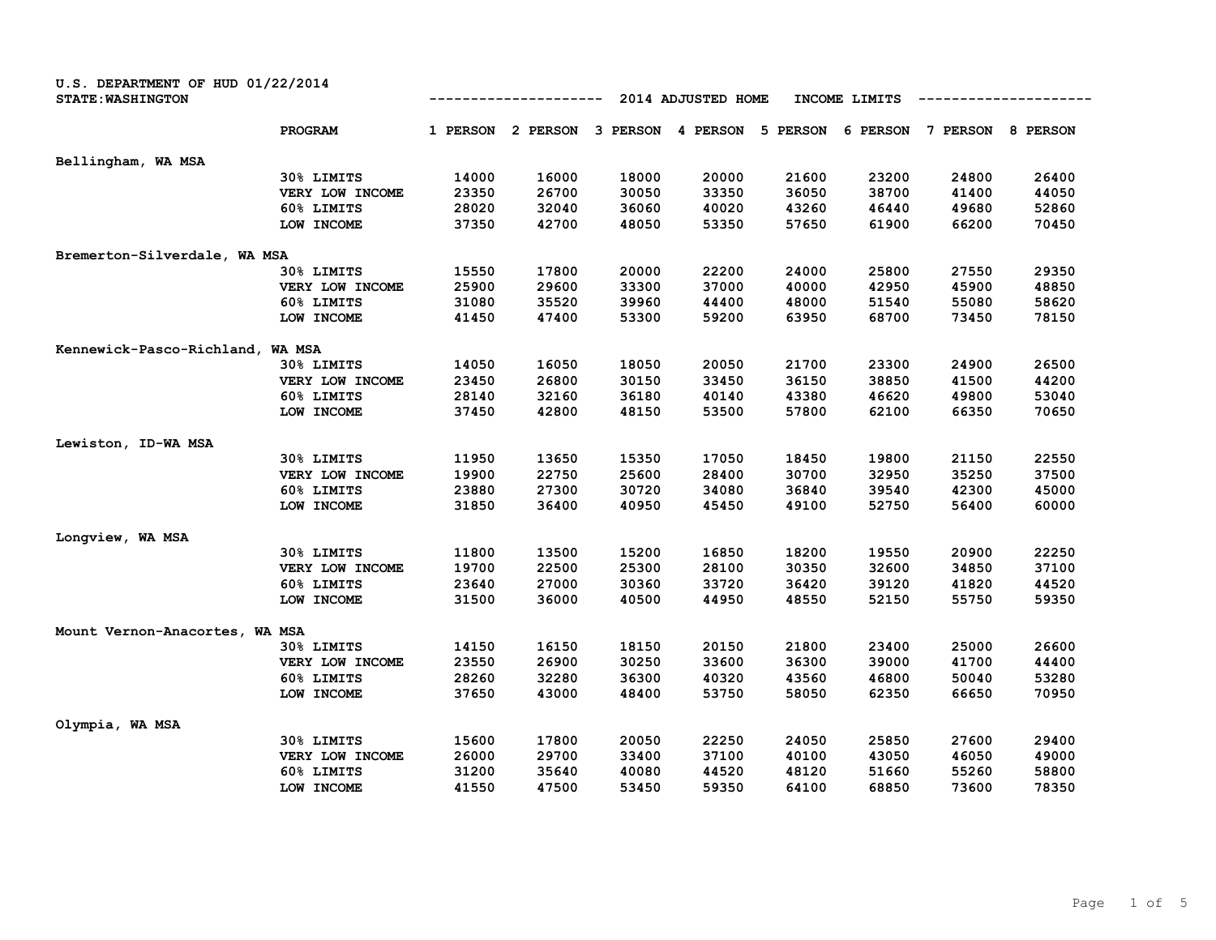U.S. DEPARTMENT OF HUD 01/22/2014
STATE:WASHINGTON

## 2014 ADJUSTED HOME INCOME LIMITS

| | PROGRAM | 1 PERSON | 2 PERSON | 3 PERSON | 4 PERSON | 5 PERSON | 6 PERSON | 7 PERSON | 8 PERSON |
|---|---|---|---|---|---|---|---|---|---|
| Bellingham, WA MSA | | | | | | | | | |
| | 30% LIMITS | 14000 | 16000 | 18000 | 20000 | 21600 | 23200 | 24800 | 26400 |
| | VERY LOW INCOME | 23350 | 26700 | 30050 | 33350 | 36050 | 38700 | 41400 | 44050 |
| | 60% LIMITS | 28020 | 32040 | 36060 | 40020 | 43260 | 46440 | 49680 | 52860 |
| | LOW INCOME | 37350 | 42700 | 48050 | 53350 | 57650 | 61900 | 66200 | 70450 |
| Bremerton-Silverdale, WA MSA | | | | | | | | | |
| | 30% LIMITS | 15550 | 17800 | 20000 | 22200 | 24000 | 25800 | 27550 | 29350 |
| | VERY LOW INCOME | 25900 | 29600 | 33300 | 37000 | 40000 | 42950 | 45900 | 48850 |
| | 60% LIMITS | 31080 | 35520 | 39960 | 44400 | 48000 | 51540 | 55080 | 58620 |
| | LOW INCOME | 41450 | 47400 | 53300 | 59200 | 63950 | 68700 | 73450 | 78150 |
| Kennewick-Pasco-Richland, WA MSA | | | | | | | | | |
| | 30% LIMITS | 14050 | 16050 | 18050 | 20050 | 21700 | 23300 | 24900 | 26500 |
| | VERY LOW INCOME | 23450 | 26800 | 30150 | 33450 | 36150 | 38850 | 41500 | 44200 |
| | 60% LIMITS | 28140 | 32160 | 36180 | 40140 | 43380 | 46620 | 49800 | 53040 |
| | LOW INCOME | 37450 | 42800 | 48150 | 53500 | 57800 | 62100 | 66350 | 70650 |
| Lewiston, ID-WA MSA | | | | | | | | | |
| | 30% LIMITS | 11950 | 13650 | 15350 | 17050 | 18450 | 19800 | 21150 | 22550 |
| | VERY LOW INCOME | 19900 | 22750 | 25600 | 28400 | 30700 | 32950 | 35250 | 37500 |
| | 60% LIMITS | 23880 | 27300 | 30720 | 34080 | 36840 | 39540 | 42300 | 45000 |
| | LOW INCOME | 31850 | 36400 | 40950 | 45450 | 49100 | 52750 | 56400 | 60000 |
| Longview, WA MSA | | | | | | | | | |
| | 30% LIMITS | 11800 | 13500 | 15200 | 16850 | 18200 | 19550 | 20900 | 22250 |
| | VERY LOW INCOME | 19700 | 22500 | 25300 | 28100 | 30350 | 32600 | 34850 | 37100 |
| | 60% LIMITS | 23640 | 27000 | 30360 | 33720 | 36420 | 39120 | 41820 | 44520 |
| | LOW INCOME | 31500 | 36000 | 40500 | 44950 | 48550 | 52150 | 55750 | 59350 |
| Mount Vernon-Anacortes, WA MSA | | | | | | | | | |
| | 30% LIMITS | 14150 | 16150 | 18150 | 20150 | 21800 | 23400 | 25000 | 26600 |
| | VERY LOW INCOME | 23550 | 26900 | 30250 | 33600 | 36300 | 39000 | 41700 | 44400 |
| | 60% LIMITS | 28260 | 32280 | 36300 | 40320 | 43560 | 46800 | 50040 | 53280 |
| | LOW INCOME | 37650 | 43000 | 48400 | 53750 | 58050 | 62350 | 66650 | 70950 |
| Olympia, WA MSA | | | | | | | | | |
| | 30% LIMITS | 15600 | 17800 | 20050 | 22250 | 24050 | 25850 | 27600 | 29400 |
| | VERY LOW INCOME | 26000 | 29700 | 33400 | 37100 | 40100 | 43050 | 46050 | 49000 |
| | 60% LIMITS | 31200 | 35640 | 40080 | 44520 | 48120 | 51660 | 55260 | 58800 |
| | LOW INCOME | 41550 | 47500 | 53450 | 59350 | 64100 | 68850 | 73600 | 78350 |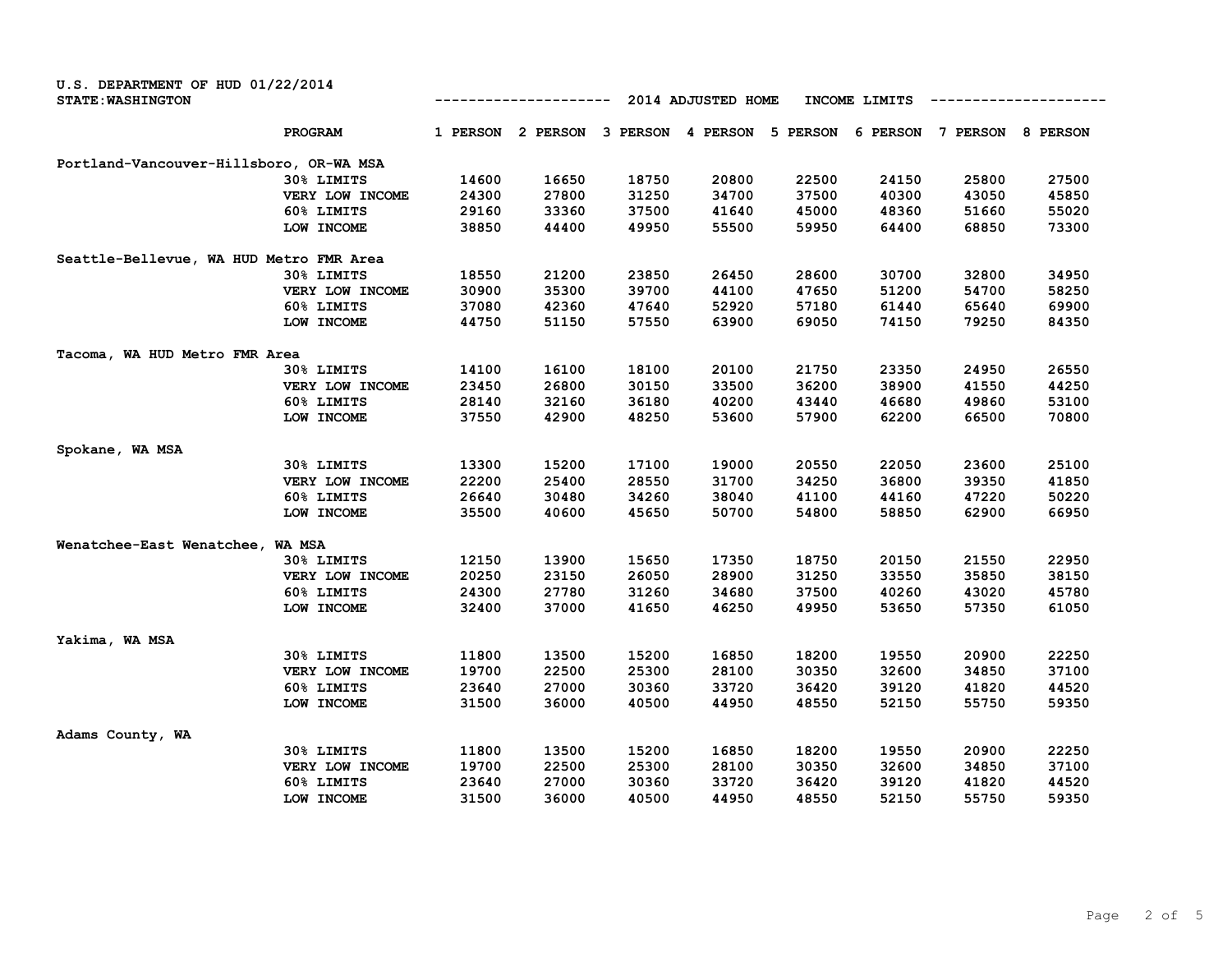U.S. DEPARTMENT OF HUD 01/22/2014
STATE:WASHINGTON

2014 ADJUSTED HOME INCOME LIMITS

| | PROGRAM | 1 PERSON | 2 PERSON | 3 PERSON | 4 PERSON | 5 PERSON | 6 PERSON | 7 PERSON | 8 PERSON |
|---|---|---|---|---|---|---|---|---|---|
| Portland-Vancouver-Hillsboro, OR-WA MSA | | | | | | | | | |
| | 30% LIMITS | 14600 | 16650 | 18750 | 20800 | 22500 | 24150 | 25800 | 27500 |
| | VERY LOW INCOME | 24300 | 27800 | 31250 | 34700 | 37500 | 40300 | 43050 | 45850 |
| | 60% LIMITS | 29160 | 33360 | 37500 | 41640 | 45000 | 48360 | 51660 | 55020 |
| | LOW INCOME | 38850 | 44400 | 49950 | 55500 | 59950 | 64400 | 68850 | 73300 |
| Seattle-Bellevue, WA HUD Metro FMR Area | | | | | | | | | |
| | 30% LIMITS | 18550 | 21200 | 23850 | 26450 | 28600 | 30700 | 32800 | 34950 |
| | VERY LOW INCOME | 30900 | 35300 | 39700 | 44100 | 47650 | 51200 | 54700 | 58250 |
| | 60% LIMITS | 37080 | 42360 | 47640 | 52920 | 57180 | 61440 | 65640 | 69900 |
| | LOW INCOME | 44750 | 51150 | 57550 | 63900 | 69050 | 74150 | 79250 | 84350 |
| Tacoma, WA HUD Metro FMR Area | | | | | | | | | |
| | 30% LIMITS | 14100 | 16100 | 18100 | 20100 | 21750 | 23350 | 24950 | 26550 |
| | VERY LOW INCOME | 23450 | 26800 | 30150 | 33500 | 36200 | 38900 | 41550 | 44250 |
| | 60% LIMITS | 28140 | 32160 | 36180 | 40200 | 43440 | 46680 | 49860 | 53100 |
| | LOW INCOME | 37550 | 42900 | 48250 | 53600 | 57900 | 62200 | 66500 | 70800 |
| Spokane, WA MSA | | | | | | | | | |
| | 30% LIMITS | 13300 | 15200 | 17100 | 19000 | 20550 | 22050 | 23600 | 25100 |
| | VERY LOW INCOME | 22200 | 25400 | 28550 | 31700 | 34250 | 36800 | 39350 | 41850 |
| | 60% LIMITS | 26640 | 30480 | 34260 | 38040 | 41100 | 44160 | 47220 | 50220 |
| | LOW INCOME | 35500 | 40600 | 45650 | 50700 | 54800 | 58850 | 62900 | 66950 |
| Wenatchee-East Wenatchee, WA MSA | | | | | | | | | |
| | 30% LIMITS | 12150 | 13900 | 15650 | 17350 | 18750 | 20150 | 21550 | 22950 |
| | VERY LOW INCOME | 20250 | 23150 | 26050 | 28900 | 31250 | 33550 | 35850 | 38150 |
| | 60% LIMITS | 24300 | 27780 | 31260 | 34680 | 37500 | 40260 | 43020 | 45780 |
| | LOW INCOME | 32400 | 37000 | 41650 | 46250 | 49950 | 53650 | 57350 | 61050 |
| Yakima, WA MSA | | | | | | | | | |
| | 30% LIMITS | 11800 | 13500 | 15200 | 16850 | 18200 | 19550 | 20900 | 22250 |
| | VERY LOW INCOME | 19700 | 22500 | 25300 | 28100 | 30350 | 32600 | 34850 | 37100 |
| | 60% LIMITS | 23640 | 27000 | 30360 | 33720 | 36420 | 39120 | 41820 | 44520 |
| | LOW INCOME | 31500 | 36000 | 40500 | 44950 | 48550 | 52150 | 55750 | 59350 |
| Adams County, WA | | | | | | | | | |
| | 30% LIMITS | 11800 | 13500 | 15200 | 16850 | 18200 | 19550 | 20900 | 22250 |
| | VERY LOW INCOME | 19700 | 22500 | 25300 | 28100 | 30350 | 32600 | 34850 | 37100 |
| | 60% LIMITS | 23640 | 27000 | 30360 | 33720 | 36420 | 39120 | 41820 | 44520 |
| | LOW INCOME | 31500 | 36000 | 40500 | 44950 | 48550 | 52150 | 55750 | 59350 |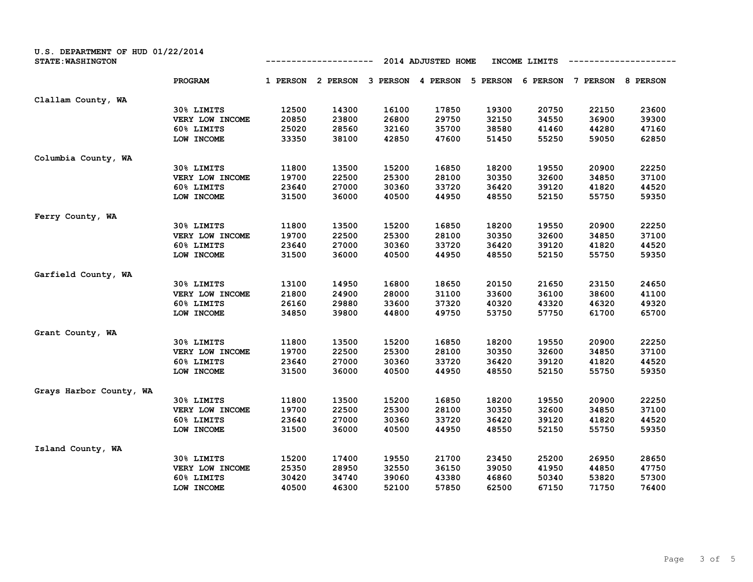U.S. DEPARTMENT OF HUD 01/22/2014
STATE:WASHINGTON

2014 ADJUSTED HOME INCOME LIMITS

| | PROGRAM | 1 PERSON | 2 PERSON | 3 PERSON | 4 PERSON | 5 PERSON | 6 PERSON | 7 PERSON | 8 PERSON |
|---|---|---|---|---|---|---|---|---|---|
| Clallam County, WA | | | | | | | | | |
| | 30% LIMITS | 12500 | 14300 | 16100 | 17850 | 19300 | 20750 | 22150 | 23600 |
| | VERY LOW INCOME | 20850 | 23800 | 26800 | 29750 | 32150 | 34550 | 36900 | 39300 |
| | 60% LIMITS | 25020 | 28560 | 32160 | 35700 | 38580 | 41460 | 44280 | 47160 |
| | LOW INCOME | 33350 | 38100 | 42850 | 47600 | 51450 | 55250 | 59050 | 62850 |
| Columbia County, WA | | | | | | | | | |
| | 30% LIMITS | 11800 | 13500 | 15200 | 16850 | 18200 | 19550 | 20900 | 22250 |
| | VERY LOW INCOME | 19700 | 22500 | 25300 | 28100 | 30350 | 32600 | 34850 | 37100 |
| | 60% LIMITS | 23640 | 27000 | 30360 | 33720 | 36420 | 39120 | 41820 | 44520 |
| | LOW INCOME | 31500 | 36000 | 40500 | 44950 | 48550 | 52150 | 55750 | 59350 |
| Ferry County, WA | | | | | | | | | |
| | 30% LIMITS | 11800 | 13500 | 15200 | 16850 | 18200 | 19550 | 20900 | 22250 |
| | VERY LOW INCOME | 19700 | 22500 | 25300 | 28100 | 30350 | 32600 | 34850 | 37100 |
| | 60% LIMITS | 23640 | 27000 | 30360 | 33720 | 36420 | 39120 | 41820 | 44520 |
| | LOW INCOME | 31500 | 36000 | 40500 | 44950 | 48550 | 52150 | 55750 | 59350 |
| Garfield County, WA | | | | | | | | | |
| | 30% LIMITS | 13100 | 14950 | 16800 | 18650 | 20150 | 21650 | 23150 | 24650 |
| | VERY LOW INCOME | 21800 | 24900 | 28000 | 31100 | 33600 | 36100 | 38600 | 41100 |
| | 60% LIMITS | 26160 | 29880 | 33600 | 37320 | 40320 | 43320 | 46320 | 49320 |
| | LOW INCOME | 34850 | 39800 | 44800 | 49750 | 53750 | 57750 | 61700 | 65700 |
| Grant County, WA | | | | | | | | | |
| | 30% LIMITS | 11800 | 13500 | 15200 | 16850 | 18200 | 19550 | 20900 | 22250 |
| | VERY LOW INCOME | 19700 | 22500 | 25300 | 28100 | 30350 | 32600 | 34850 | 37100 |
| | 60% LIMITS | 23640 | 27000 | 30360 | 33720 | 36420 | 39120 | 41820 | 44520 |
| | LOW INCOME | 31500 | 36000 | 40500 | 44950 | 48550 | 52150 | 55750 | 59350 |
| Grays Harbor County, WA | | | | | | | | | |
| | 30% LIMITS | 11800 | 13500 | 15200 | 16850 | 18200 | 19550 | 20900 | 22250 |
| | VERY LOW INCOME | 19700 | 22500 | 25300 | 28100 | 30350 | 32600 | 34850 | 37100 |
| | 60% LIMITS | 23640 | 27000 | 30360 | 33720 | 36420 | 39120 | 41820 | 44520 |
| | LOW INCOME | 31500 | 36000 | 40500 | 44950 | 48550 | 52150 | 55750 | 59350 |
| Island County, WA | | | | | | | | | |
| | 30% LIMITS | 15200 | 17400 | 19550 | 21700 | 23450 | 25200 | 26950 | 28650 |
| | VERY LOW INCOME | 25350 | 28950 | 32550 | 36150 | 39050 | 41950 | 44850 | 47750 |
| | 60% LIMITS | 30420 | 34740 | 39060 | 43380 | 46860 | 50340 | 53820 | 57300 |
| | LOW INCOME | 40500 | 46300 | 52100 | 57850 | 62500 | 67150 | 71750 | 76400 |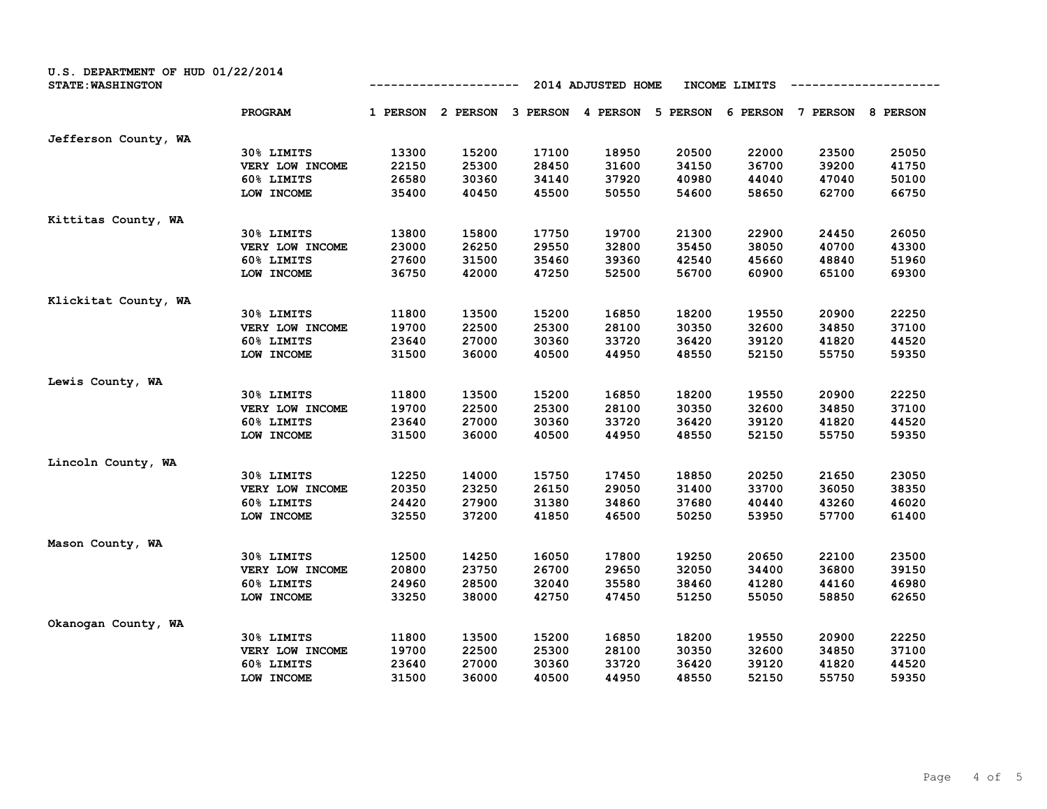U.S. DEPARTMENT OF HUD 01/22/2014
STATE:WASHINGTON

2014 ADJUSTED HOME INCOME LIMITS

| | PROGRAM | 1 PERSON | 2 PERSON | 3 PERSON | 4 PERSON | 5 PERSON | 6 PERSON | 7 PERSON | 8 PERSON |
|---|---|---|---|---|---|---|---|---|---|
| Jefferson County, WA | | | | | | | | | |
| | 30% LIMITS | 13300 | 15200 | 17100 | 18950 | 20500 | 22000 | 23500 | 25050 |
| | VERY LOW INCOME | 22150 | 25300 | 28450 | 31600 | 34150 | 36700 | 39200 | 41750 |
| | 60% LIMITS | 26580 | 30360 | 34140 | 37920 | 40980 | 44040 | 47040 | 50100 |
| | LOW INCOME | 35400 | 40450 | 45500 | 50550 | 54600 | 58650 | 62700 | 66750 |
| Kittitas County, WA | | | | | | | | | |
| | 30% LIMITS | 13800 | 15800 | 17750 | 19700 | 21300 | 22900 | 24450 | 26050 |
| | VERY LOW INCOME | 23000 | 26250 | 29550 | 32800 | 35450 | 38050 | 40700 | 43300 |
| | 60% LIMITS | 27600 | 31500 | 35460 | 39360 | 42540 | 45660 | 48840 | 51960 |
| | LOW INCOME | 36750 | 42000 | 47250 | 52500 | 56700 | 60900 | 65100 | 69300 |
| Klickitat County, WA | | | | | | | | | |
| | 30% LIMITS | 11800 | 13500 | 15200 | 16850 | 18200 | 19550 | 20900 | 22250 |
| | VERY LOW INCOME | 19700 | 22500 | 25300 | 28100 | 30350 | 32600 | 34850 | 37100 |
| | 60% LIMITS | 23640 | 27000 | 30360 | 33720 | 36420 | 39120 | 41820 | 44520 |
| | LOW INCOME | 31500 | 36000 | 40500 | 44950 | 48550 | 52150 | 55750 | 59350 |
| Lewis County, WA | | | | | | | | | |
| | 30% LIMITS | 11800 | 13500 | 15200 | 16850 | 18200 | 19550 | 20900 | 22250 |
| | VERY LOW INCOME | 19700 | 22500 | 25300 | 28100 | 30350 | 32600 | 34850 | 37100 |
| | 60% LIMITS | 23640 | 27000 | 30360 | 33720 | 36420 | 39120 | 41820 | 44520 |
| | LOW INCOME | 31500 | 36000 | 40500 | 44950 | 48550 | 52150 | 55750 | 59350 |
| Lincoln County, WA | | | | | | | | | |
| | 30% LIMITS | 12250 | 14000 | 15750 | 17450 | 18850 | 20250 | 21650 | 23050 |
| | VERY LOW INCOME | 20350 | 23250 | 26150 | 29050 | 31400 | 33700 | 36050 | 38350 |
| | 60% LIMITS | 24420 | 27900 | 31380 | 34860 | 37680 | 40440 | 43260 | 46020 |
| | LOW INCOME | 32550 | 37200 | 41850 | 46500 | 50250 | 53950 | 57700 | 61400 |
| Mason County, WA | | | | | | | | | |
| | 30% LIMITS | 12500 | 14250 | 16050 | 17800 | 19250 | 20650 | 22100 | 23500 |
| | VERY LOW INCOME | 20800 | 23750 | 26700 | 29650 | 32050 | 34400 | 36800 | 39150 |
| | 60% LIMITS | 24960 | 28500 | 32040 | 35580 | 38460 | 41280 | 44160 | 46980 |
| | LOW INCOME | 33250 | 38000 | 42750 | 47450 | 51250 | 55050 | 58850 | 62650 |
| Okanogan County, WA | | | | | | | | | |
| | 30% LIMITS | 11800 | 13500 | 15200 | 16850 | 18200 | 19550 | 20900 | 22250 |
| | VERY LOW INCOME | 19700 | 22500 | 25300 | 28100 | 30350 | 32600 | 34850 | 37100 |
| | 60% LIMITS | 23640 | 27000 | 30360 | 33720 | 36420 | 39120 | 41820 | 44520 |
| | LOW INCOME | 31500 | 36000 | 40500 | 44950 | 48550 | 52150 | 55750 | 59350 |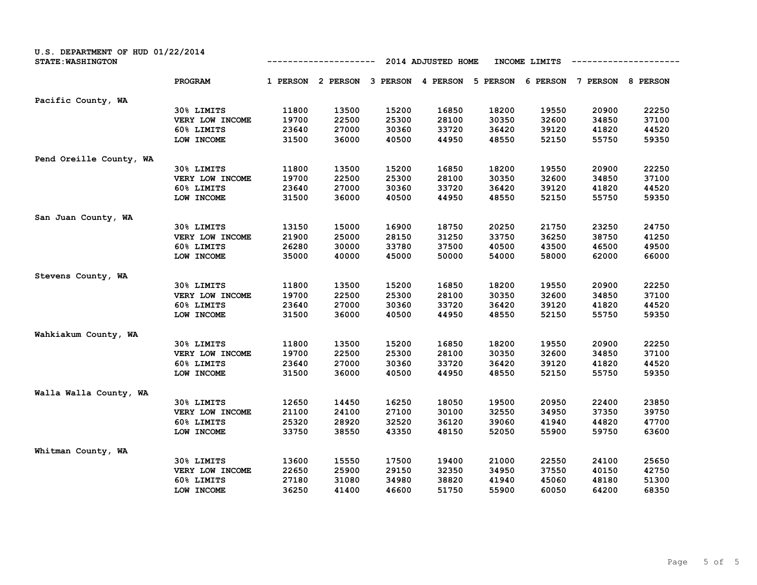U.S. DEPARTMENT OF HUD 01/22/2014
STATE:WASHINGTON

## 2014 ADJUSTED HOME INCOME LIMITS

| | PROGRAM | 1 PERSON | 2 PERSON | 3 PERSON | 4 PERSON | 5 PERSON | 6 PERSON | 7 PERSON | 8 PERSON |
|---|---|---|---|---|---|---|---|---|---|
| Pacific County, WA | | | | | | | | | |
| | 30% LIMITS | 11800 | 13500 | 15200 | 16850 | 18200 | 19550 | 20900 | 22250 |
| | VERY LOW INCOME | 19700 | 22500 | 25300 | 28100 | 30350 | 32600 | 34850 | 37100 |
| | 60% LIMITS | 23640 | 27000 | 30360 | 33720 | 36420 | 39120 | 41820 | 44520 |
| | LOW INCOME | 31500 | 36000 | 40500 | 44950 | 48550 | 52150 | 55750 | 59350 |
| Pend Oreille County, WA | | | | | | | | | |
| | 30% LIMITS | 11800 | 13500 | 15200 | 16850 | 18200 | 19550 | 20900 | 22250 |
| | VERY LOW INCOME | 19700 | 22500 | 25300 | 28100 | 30350 | 32600 | 34850 | 37100 |
| | 60% LIMITS | 23640 | 27000 | 30360 | 33720 | 36420 | 39120 | 41820 | 44520 |
| | LOW INCOME | 31500 | 36000 | 40500 | 44950 | 48550 | 52150 | 55750 | 59350 |
| San Juan County, WA | | | | | | | | | |
| | 30% LIMITS | 13150 | 15000 | 16900 | 18750 | 20250 | 21750 | 23250 | 24750 |
| | VERY LOW INCOME | 21900 | 25000 | 28150 | 31250 | 33750 | 36250 | 38750 | 41250 |
| | 60% LIMITS | 26280 | 30000 | 33780 | 37500 | 40500 | 43500 | 46500 | 49500 |
| | LOW INCOME | 35000 | 40000 | 45000 | 50000 | 54000 | 58000 | 62000 | 66000 |
| Stevens County, WA | | | | | | | | | |
| | 30% LIMITS | 11800 | 13500 | 15200 | 16850 | 18200 | 19550 | 20900 | 22250 |
| | VERY LOW INCOME | 19700 | 22500 | 25300 | 28100 | 30350 | 32600 | 34850 | 37100 |
| | 60% LIMITS | 23640 | 27000 | 30360 | 33720 | 36420 | 39120 | 41820 | 44520 |
| | LOW INCOME | 31500 | 36000 | 40500 | 44950 | 48550 | 52150 | 55750 | 59350 |
| Wahkiakum County, WA | | | | | | | | | |
| | 30% LIMITS | 11800 | 13500 | 15200 | 16850 | 18200 | 19550 | 20900 | 22250 |
| | VERY LOW INCOME | 19700 | 22500 | 25300 | 28100 | 30350 | 32600 | 34850 | 37100 |
| | 60% LIMITS | 23640 | 27000 | 30360 | 33720 | 36420 | 39120 | 41820 | 44520 |
| | LOW INCOME | 31500 | 36000 | 40500 | 44950 | 48550 | 52150 | 55750 | 59350 |
| Walla Walla County, WA | | | | | | | | | |
| | 30% LIMITS | 12650 | 14450 | 16250 | 18050 | 19500 | 20950 | 22400 | 23850 |
| | VERY LOW INCOME | 21100 | 24100 | 27100 | 30100 | 32550 | 34950 | 37350 | 39750 |
| | 60% LIMITS | 25320 | 28920 | 32520 | 36120 | 39060 | 41940 | 44820 | 47700 |
| | LOW INCOME | 33750 | 38550 | 43350 | 48150 | 52050 | 55900 | 59750 | 63600 |
| Whitman County, WA | | | | | | | | | |
| | 30% LIMITS | 13600 | 15550 | 17500 | 19400 | 21000 | 22550 | 24100 | 25650 |
| | VERY LOW INCOME | 22650 | 25900 | 29150 | 32350 | 34950 | 37550 | 40150 | 42750 |
| | 60% LIMITS | 27180 | 31080 | 34980 | 38820 | 41940 | 45060 | 48180 | 51300 |
| | LOW INCOME | 36250 | 41400 | 46600 | 51750 | 55900 | 60050 | 64200 | 68350 |